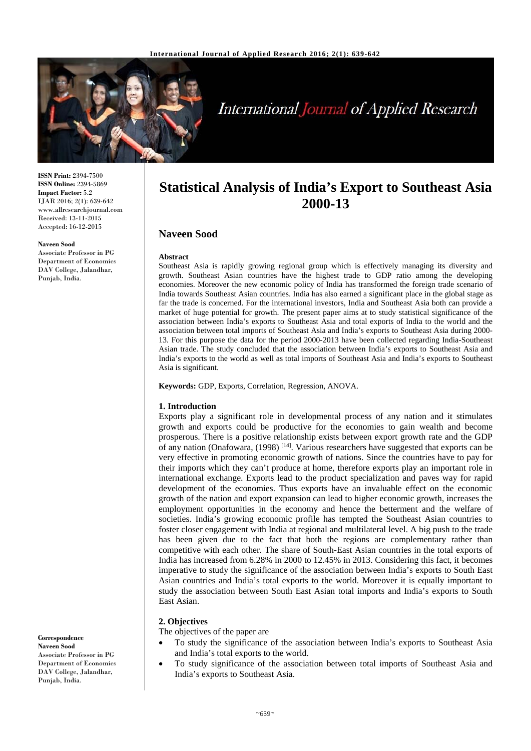**ISSN Print:** 2394-7500
**ISSN Online:** 2394-5869
**Impact Factor:** 5.2
IJAR 2016; 2(1): 639-642
www.allresearchjournal.com
Received: 13-11-2015
Accepted: 16-12-2015

**Naveen Sood**
Associate Professor in PG Department of Economics DAV College, Jalandhar, Punjab, India.

**Correspondence**
**Naveen Sood**
Associate Professor in PG Department of Economics DAV College, Jalandhar, Punjab, India.

# Statistical Analysis of India's Export to Southeast Asia 2000-13

## Naveen Sood

**Abstract**

Southeast Asia is rapidly growing regional group which is effectively managing its diversity and growth. Southeast Asian countries have the highest trade to GDP ratio among the developing economies. Moreover the new economic policy of India has transformed the foreign trade scenario of India towards Southeast Asian countries. India has also earned a significant place in the global stage as far the trade is concerned. For the international investors, India and Southeast Asia both can provide a market of huge potential for growth. The present paper aims at to study statistical significance of the association between India's exports to Southeast Asia and total exports of India to the world and the association between total imports of Southeast Asia and India's exports to Southeast Asia during 2000-13. For this purpose the data for the period 2000-2013 have been collected regarding India-Southeast Asian trade. The study concluded that the association between India's exports to Southeast Asia and India's exports to the world as well as total imports of Southeast Asia and India's exports to Southeast Asia is significant.

**Keywords:** GDP, Exports, Correlation, Regression, ANOVA.

### 1. Introduction

Exports play a significant role in developmental process of any nation and it stimulates growth and exports could be productive for the economies to gain wealth and become prosperous. There is a positive relationship exists between export growth rate and the GDP of any nation (Onafowara, (1998) [14]. Various researchers have suggested that exports can be very effective in promoting economic growth of nations. Since the countries have to pay for their imports which they can't produce at home, therefore exports play an important role in international exchange. Exports lead to the product specialization and paves way for rapid development of the economies. Thus exports have an invaluable effect on the economic growth of the nation and export expansion can lead to higher economic growth, increases the employment opportunities in the economy and hence the betterment and the welfare of societies. India's growing economic profile has tempted the Southeast Asian countries to foster closer engagement with India at regional and multilateral level. A big push to the trade has been given due to the fact that both the regions are complementary rather than competitive with each other. The share of South-East Asian countries in the total exports of India has increased from 6.28% in 2000 to 12.45% in 2013. Considering this fact, it becomes imperative to study the significance of the association between India's exports to South East Asian countries and India's total exports to the world. Moreover it is equally important to study the association between South East Asian total imports and India's exports to South East Asian.

### 2. Objectives

The objectives of the paper are

- To study the significance of the association between India's exports to Southeast Asia and India's total exports to the world.
- To study significance of the association between total imports of Southeast Asia and India's exports to Southeast Asia.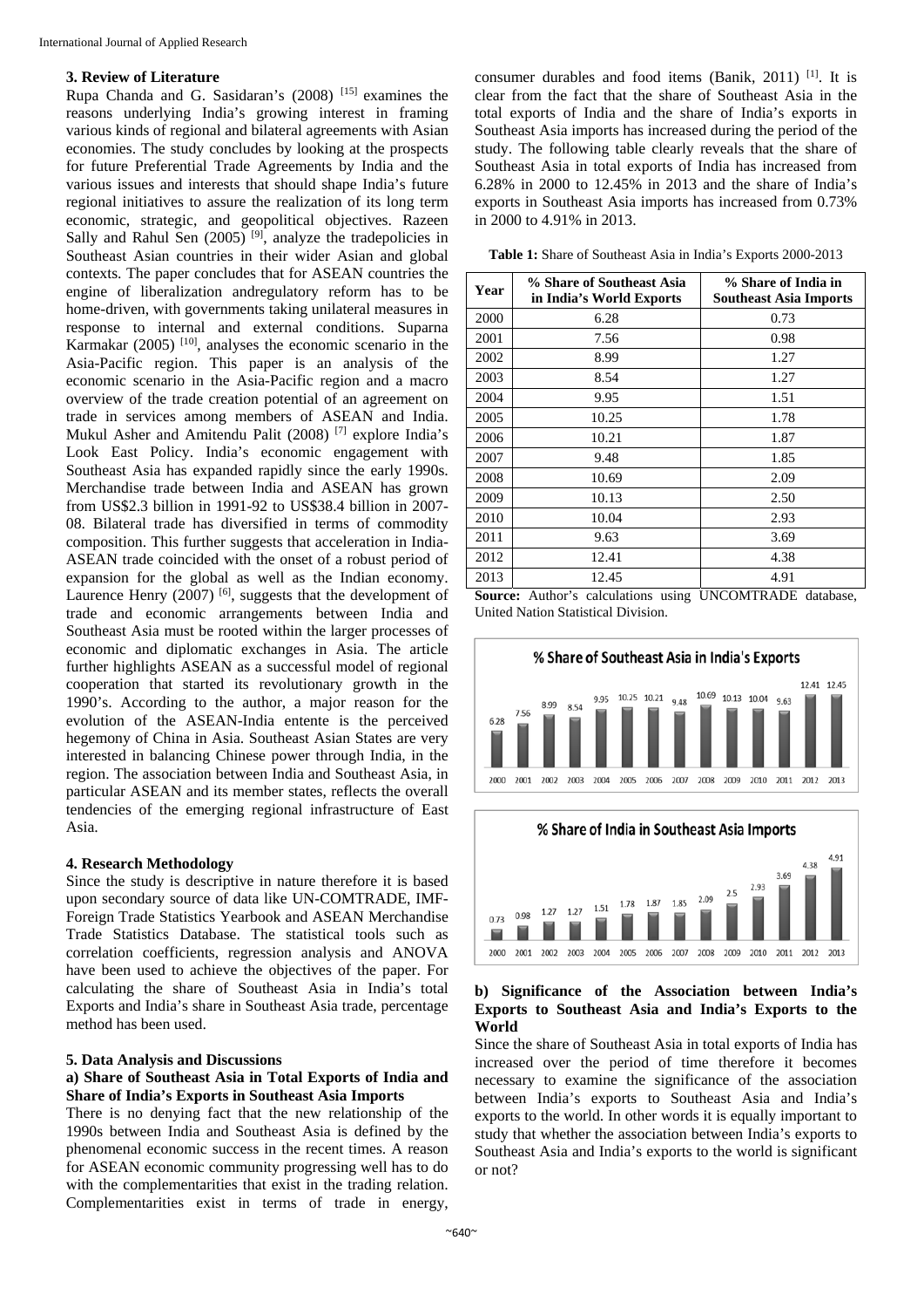### 3. Review of Literature

Rupa Chanda and G. Sasidaran's (2008) [15] examines the reasons underlying India's growing interest in framing various kinds of regional and bilateral agreements with Asian economies. The study concludes by looking at the prospects for future Preferential Trade Agreements by India and the various issues and interests that should shape India's future regional initiatives to assure the realization of its long term economic, strategic, and geopolitical objectives. Razeen Sally and Rahul Sen (2005) [9], analyze the tradepolicies in Southeast Asian countries in their wider Asian and global contexts. The paper concludes that for ASEAN countries the engine of liberalization andregulatory reform has to be home-driven, with governments taking unilateral measures in response to internal and external conditions. Suparna Karmakar (2005) [10], analyses the economic scenario in the Asia-Pacific region. This paper is an analysis of the economic scenario in the Asia-Pacific region and a macro overview of the trade creation potential of an agreement on trade in services among members of ASEAN and India. Mukul Asher and Amitendu Palit (2008) [7] explore India's Look East Policy. India's economic engagement with Southeast Asia has expanded rapidly since the early 1990s. Merchandise trade between India and ASEAN has grown from US$2.3 billion in 1991-92 to US$38.4 billion in 2007-08. Bilateral trade has diversified in terms of commodity composition. This further suggests that acceleration in India-ASEAN trade coincided with the onset of a robust period of expansion for the global as well as the Indian economy. Laurence Henry (2007) [6], suggests that the development of trade and economic arrangements between India and Southeast Asia must be rooted within the larger processes of economic and diplomatic exchanges in Asia. The article further highlights ASEAN as a successful model of regional cooperation that started its revolutionary growth in the 1990's. According to the author, a major reason for the evolution of the ASEAN-India entente is the perceived hegemony of China in Asia. Southeast Asian States are very interested in balancing Chinese power through India, in the region. The association between India and Southeast Asia, in particular ASEAN and its member states, reflects the overall tendencies of the emerging regional infrastructure of East Asia.

### 4. Research Methodology

Since the study is descriptive in nature therefore it is based upon secondary source of data like UN-COMTRADE, IMF-Foreign Trade Statistics Yearbook and ASEAN Merchandise Trade Statistics Database. The statistical tools such as correlation coefficients, regression analysis and ANOVA have been used to achieve the objectives of the paper. For calculating the share of Southeast Asia in India's total Exports and India's share in Southeast Asia trade, percentage method has been used.

### 5. Data Analysis and Discussions

#### a) Share of Southeast Asia in Total Exports of India and Share of India's Exports in Southeast Asia Imports

There is no denying fact that the new relationship of the 1990s between India and Southeast Asia is defined by the phenomenal economic success in the recent times. A reason for ASEAN economic community progressing well has to do with the complementarities that exist in the trading relation. Complementarities exist in terms of trade in energy, consumer durables and food items (Banik, 2011) [1]. It is clear from the fact that the share of Southeast Asia in the total exports of India and the share of India's exports in Southeast Asia imports has increased during the period of the study. The following table clearly reveals that the share of Southeast Asia in total exports of India has increased from 6.28% in 2000 to 12.45% in 2013 and the share of India's exports in Southeast Asia imports has increased from 0.73% in 2000 to 4.91% in 2013.

**Table 1:** Share of Southeast Asia in India's Exports 2000-2013

| Year | % Share of Southeast Asia in India's World Exports | % Share of India in Southeast Asia Imports |
|---|---|---|
| 2000 | 6.28 | 0.73 |
| 2001 | 7.56 | 0.98 |
| 2002 | 8.99 | 1.27 |
| 2003 | 8.54 | 1.27 |
| 2004 | 9.95 | 1.51 |
| 2005 | 10.25 | 1.78 |
| 2006 | 10.21 | 1.87 |
| 2007 | 9.48 | 1.85 |
| 2008 | 10.69 | 2.09 |
| 2009 | 10.13 | 2.50 |
| 2010 | 10.04 | 2.93 |
| 2011 | 9.63 | 3.69 |
| 2012 | 12.41 | 4.38 |
| 2013 | 12.45 | 4.91 |

**Source:** Author's calculations using UNCOMTRADE database, United Nation Statistical Division.

**% Share of Southeast Asia in India's Exports**

| 2000 | 2001 | 2002 | 2003 | 2004 | 2005 | 2006 | 2007 | 2008 | 2009 | 2010 | 2011 | 2012 | 2013 |
|---|---|---|---|---|---|---|---|---|---|---|---|---|---|
| 6.28 | 7.56 | 8.99 | 8.54 | 9.95 | 10.25 | 10.21 | 9.48 | 10.69 | 10.13 | 10.04 | 9.63 | 12.41 | 12.45 |

**% Share of India in Southeast Asia Imports**

| 2000 | 2001 | 2002 | 2003 | 2004 | 2005 | 2006 | 2007 | 2008 | 2009 | 2010 | 2011 | 2012 | 2013 |
|---|---|---|---|---|---|---|---|---|---|---|---|---|---|
| 0.73 | 0.98 | 1.27 | 1.27 | 1.51 | 1.78 | 1.87 | 1.85 | 2.09 | 2.5 | 2.93 | 3.69 | 4.38 | 4.91 |

#### b) Significance of the Association between India's Exports to Southeast Asia and India's Exports to the World

Since the share of Southeast Asia in total exports of India has increased over the period of time therefore it becomes necessary to examine the significance of the association between India's exports to Southeast Asia and India's exports to the world. In other words it is equally important to study that whether the association between India's exports to Southeast Asia and India's exports to the world is significant or not?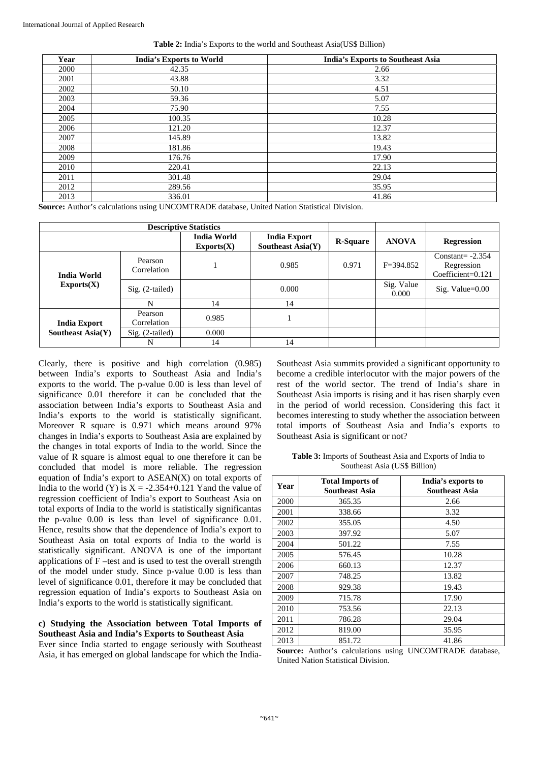**Table 2:** India's Exports to the world and Southeast Asia(US$ Billion)

| Year | India's Exports to World | India's Exports to Southeast Asia |
|---|---|---|
| 2000 | 42.35 | 2.66 |
| 2001 | 43.88 | 3.32 |
| 2002 | 50.10 | 4.51 |
| 2003 | 59.36 | 5.07 |
| 2004 | 75.90 | 7.55 |
| 2005 | 100.35 | 10.28 |
| 2006 | 121.20 | 12.37 |
| 2007 | 145.89 | 13.82 |
| 2008 | 181.86 | 19.43 |
| 2009 | 176.76 | 17.90 |
| 2010 | 220.41 | 22.13 |
| 2011 | 301.48 | 29.04 |
| 2012 | 289.56 | 35.95 |
| 2013 | 336.01 | 41.86 |

**Source:** Author's calculations using UNCOMTRADE database, United Nation Statistical Division.

| Descriptive Statistics | | | | | | |
|---|---|---|---|---|---|---|
| | | India World Exports(X) | India Export Southeast Asia(Y) | R-Square | ANOVA | Regression |
| India World Exports(X) | Pearson Correlation | 1 | 0.985 | 0.971 | F=394.852 | Constant= -2.354 Regression Coefficient=0.121 |
| | Sig. (2-tailed) | | 0.000 | | Sig. Value 0.000 | Sig. Value=0.00 |
| | N | 14 | 14 | | | |
| India Export Southeast Asia(Y) | Pearson Correlation | 0.985 | 1 | | | |
| | Sig. (2-tailed) | 0.000 | | | | |
| | N | 14 | 14 | | | |

Clearly, there is positive and high correlation (0.985) between India's exports to Southeast Asia and India's exports to the world. The p-value 0.00 is less than level of significance 0.01 therefore it can be concluded that the association between India's exports to Southeast Asia and India's exports to the world is statistically significant. Moreover R square is 0.971 which means around 97% changes in India's exports to Southeast Asia are explained by the changes in total exports of India to the world. Since the value of R square is almost equal to one therefore it can be concluded that model is more reliable. The regression equation of India's export to ASEAN(X) on total exports of India to the world (Y) is $X = -2.354+0.121$ Yand the value of regression coefficient of India's export to Southeast Asia on total exports of India to the world is statistically significantas the p-value 0.00 is less than level of significance 0.01. Hence, results show that the dependence of India's export to Southeast Asia on total exports of India to the world is statistically significant. ANOVA is one of the important applications of F –test and is used to test the overall strength of the model under study. Since p-value 0.00 is less than level of significance 0.01, therefore it may be concluded that regression equation of India's exports to Southeast Asia on India's exports to the world is statistically significant.

**c) Studying the Association between Total Imports of Southeast Asia and India's Exports to Southeast Asia**

Ever since India started to engage seriously with Southeast Asia, it has emerged on global landscape for which the India-Southeast Asia summits provided a significant opportunity to become a credible interlocutor with the major powers of the rest of the world sector. The trend of India's share in Southeast Asia imports is rising and it has risen sharply even in the period of world recession. Considering this fact it becomes interesting to study whether the association between total imports of Southeast Asia and India's exports to Southeast Asia is significant or not?

**Table 3:** Imports of Southeast Asia and Exports of India to Southeast Asia (US$ Billion)

| Year | Total Imports of Southeast Asia | India's exports to Southeast Asia |
|---|---|---|
| 2000 | 365.35 | 2.66 |
| 2001 | 338.66 | 3.32 |
| 2002 | 355.05 | 4.50 |
| 2003 | 397.92 | 5.07 |
| 2004 | 501.22 | 7.55 |
| 2005 | 576.45 | 10.28 |
| 2006 | 660.13 | 12.37 |
| 2007 | 748.25 | 13.82 |
| 2008 | 929.38 | 19.43 |
| 2009 | 715.78 | 17.90 |
| 2010 | 753.56 | 22.13 |
| 2011 | 786.28 | 29.04 |
| 2012 | 819.00 | 35.95 |
| 2013 | 851.72 | 41.86 |

**Source:** Author's calculations using UNCOMTRADE database, United Nation Statistical Division.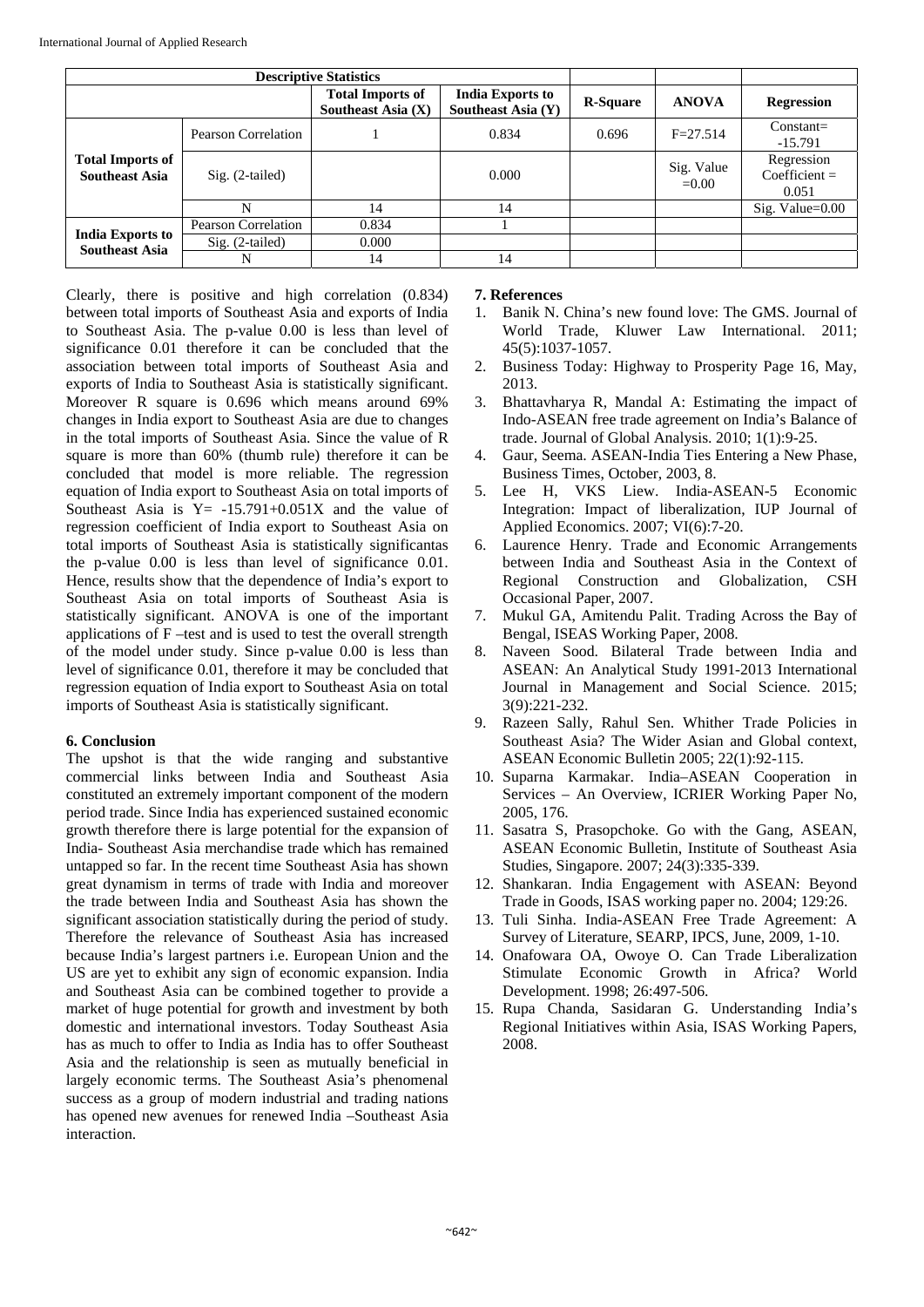| Descriptive Statistics | | | | | | |
|---|---|---|---|---|---|---|
| | | Total Imports of Southeast Asia (X) | India Exports to Southeast Asia (Y) | R-Square | ANOVA | Regression |
| Total Imports of Southeast Asia | Pearson Correlation | 1 | 0.834 | 0.696 | F=27.514 | Constant= -15.791 |
| | Sig. (2-tailed) | | 0.000 | | Sig. Value =0.00 | Regression Coefficient = 0.051 |
| | N | 14 | 14 | | | Sig. Value=0.00 |
| India Exports to Southeast Asia | Pearson Correlation | 0.834 | 1 | | | |
| | Sig. (2-tailed) | 0.000 | | | | |
| | N | 14 | 14 | | | |

Clearly, there is positive and high correlation (0.834) between total imports of Southeast Asia and exports of India to Southeast Asia. The p-value 0.00 is less than level of significance 0.01 therefore it can be concluded that the association between total imports of Southeast Asia and exports of India to Southeast Asia is statistically significant. Moreover R square is 0.696 which means around 69% changes in India export to Southeast Asia are due to changes in the total imports of Southeast Asia. Since the value of R square is more than 60% (thumb rule) therefore it can be concluded that model is more reliable. The regression equation of India export to Southeast Asia on total imports of Southeast Asia is Y= -15.791+0.051X and the value of regression coefficient of India export to Southeast Asia on total imports of Southeast Asia is statistically significantas the p-value 0.00 is less than level of significance 0.01. Hence, results show that the dependence of India's export to Southeast Asia on total imports of Southeast Asia is statistically significant. ANOVA is one of the important applications of F –test and is used to test the overall strength of the model under study. Since p-value 0.00 is less than level of significance 0.01, therefore it may be concluded that regression equation of India export to Southeast Asia on total imports of Southeast Asia is statistically significant.

## 6. Conclusion

The upshot is that the wide ranging and substantive commercial links between India and Southeast Asia constituted an extremely important component of the modern period trade. Since India has experienced sustained economic growth therefore there is large potential for the expansion of India- Southeast Asia merchandise trade which has remained untapped so far. In the recent time Southeast Asia has shown great dynamism in terms of trade with India and moreover the trade between India and Southeast Asia has shown the significant association statistically during the period of study. Therefore the relevance of Southeast Asia has increased because India's largest partners i.e. European Union and the US are yet to exhibit any sign of economic expansion. India and Southeast Asia can be combined together to provide a market of huge potential for growth and investment by both domestic and international investors. Today Southeast Asia has as much to offer to India as India has to offer Southeast Asia and the relationship is seen as mutually beneficial in largely economic terms. The Southeast Asia's phenomenal success as a group of modern industrial and trading nations has opened new avenues for renewed India –Southeast Asia interaction.

## 7. References

1. Banik N. China's new found love: The GMS. Journal of World Trade, Kluwer Law International. 2011; 45(5):1037-1057.
2. Business Today: Highway to Prosperity Page 16, May, 2013.
3. Bhattavharya R, Mandal A: Estimating the impact of Indo-ASEAN free trade agreement on India's Balance of trade. Journal of Global Analysis. 2010; 1(1):9-25.
4. Gaur, Seema. ASEAN-India Ties Entering a New Phase, Business Times, October, 2003, 8.
5. Lee H, VKS Liew. India-ASEAN-5 Economic Integration: Impact of liberalization, IUP Journal of Applied Economics. 2007; VI(6):7-20.
6. Laurence Henry. Trade and Economic Arrangements between India and Southeast Asia in the Context of Regional Construction and Globalization, CSH Occasional Paper, 2007.
7. Mukul GA, Amitendu Palit. Trading Across the Bay of Bengal, ISEAS Working Paper, 2008.
8. Naveen Sood. Bilateral Trade between India and ASEAN: An Analytical Study 1991-2013 International Journal in Management and Social Science. 2015; 3(9):221-232.
9. Razeen Sally, Rahul Sen. Whither Trade Policies in Southeast Asia? The Wider Asian and Global context, ASEAN Economic Bulletin 2005; 22(1):92-115.
10. Suparna Karmakar. India–ASEAN Cooperation in Services – An Overview, ICRIER Working Paper No, 2005, 176.
11. Sasatra S, Prasopchoke. Go with the Gang, ASEAN, ASEAN Economic Bulletin, Institute of Southeast Asia Studies, Singapore. 2007; 24(3):335-339.
12. Shankaran. India Engagement with ASEAN: Beyond Trade in Goods, ISAS working paper no. 2004; 129:26.
13. Tuli Sinha. India-ASEAN Free Trade Agreement: A Survey of Literature, SEARP, IPCS, June, 2009, 1-10.
14. Onafowara OA, Owoye O. Can Trade Liberalization Stimulate Economic Growth in Africa? World Development. 1998; 26:497-506.
15. Rupa Chanda, Sasidaran G. Understanding India's Regional Initiatives within Asia, ISAS Working Papers, 2008.